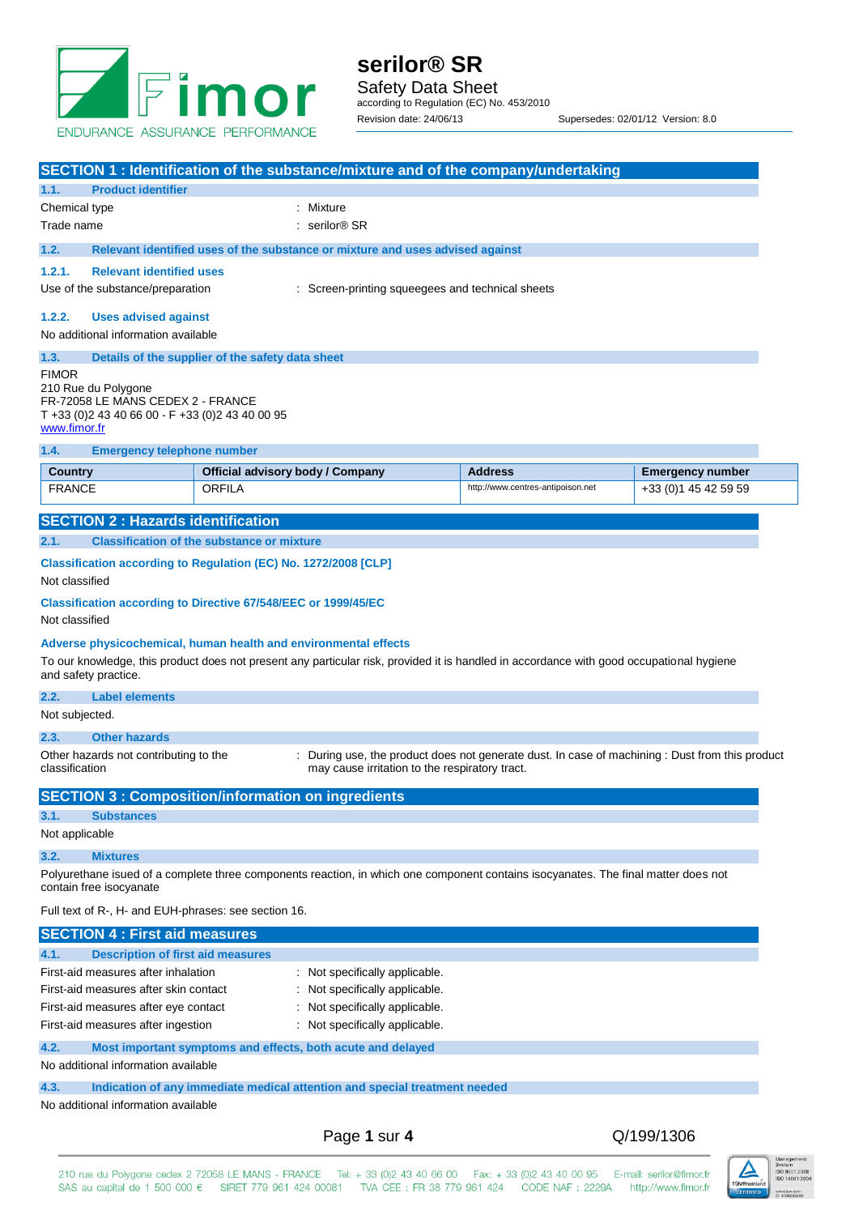# serilor® SR

Safety Data Sheet
according to Regulation (EC) No. 453/2010
Revision date: 24/06/13 Supersedes: 02/01/12 Version: 8.0

## SECTION 1 : Identification of the substance/mixture and of the company/undertaking

### 1.1. Product identifier

Chemical type : Mixture

Trade name : serilor® SR

### 1.2. Relevant identified uses of the substance or mixture and uses advised against

#### 1.2.1. Relevant identified uses

Use of the substance/preparation : Screen-printing squeegees and technical sheets

#### 1.2.2. Uses advised against

No additional information available

### 1.3. Details of the supplier of the safety data sheet

FIMOR
210 Rue du Polygone
FR-72058 LE MANS CEDEX 2 - FRANCE
T +33 (0)2 43 40 66 00 - F +33 (0)2 43 40 00 95
www.fimor.fr

### 1.4. Emergency telephone number

| Country | Official advisory body / Company | Address | Emergency number |
|---|---|---|---|
| FRANCE | ORFILA | http://www.centres-antipoison.net | +33 (0)1 45 42 59 59 |

## SECTION 2 : Hazards identification

### 2.1. Classification of the substance or mixture

**Classification according to Regulation (EC) No. 1272/2008 [CLP]**

Not classified

**Classification according to Directive 67/548/EEC or 1999/45/EC**

Not classified

**Adverse physicochemical, human health and environmental effects**

To our knowledge, this product does not present any particular risk, provided it is handled in accordance with good occupational hygiene and safety practice.

### 2.2. Label elements

Not subjected.

### 2.3. Other hazards

Other hazards not contributing to the classification : During use, the product does not generate dust. In case of machining : Dust from this product may cause irritation to the respiratory tract.

## SECTION 3 : Composition/information on ingredients

### 3.1. Substances

Not applicable

### 3.2. Mixtures

Polyurethane isued of a complete three components reaction, in which one component contains isocyanates. The final matter does not contain free isocyanate

Full text of R-, H- and EUH-phrases: see section 16.

## SECTION 4 : First aid measures

### 4.1. Description of first aid measures

First-aid measures after inhalation : Not specifically applicable.

First-aid measures after skin contact : Not specifically applicable.

First-aid measures after eye contact : Not specifically applicable.

First-aid measures after ingestion : Not specifically applicable.

### 4.2. Most important symptoms and effects, both acute and delayed

No additional information available

### 4.3. Indication of any immediate medical attention and special treatment needed

No additional information available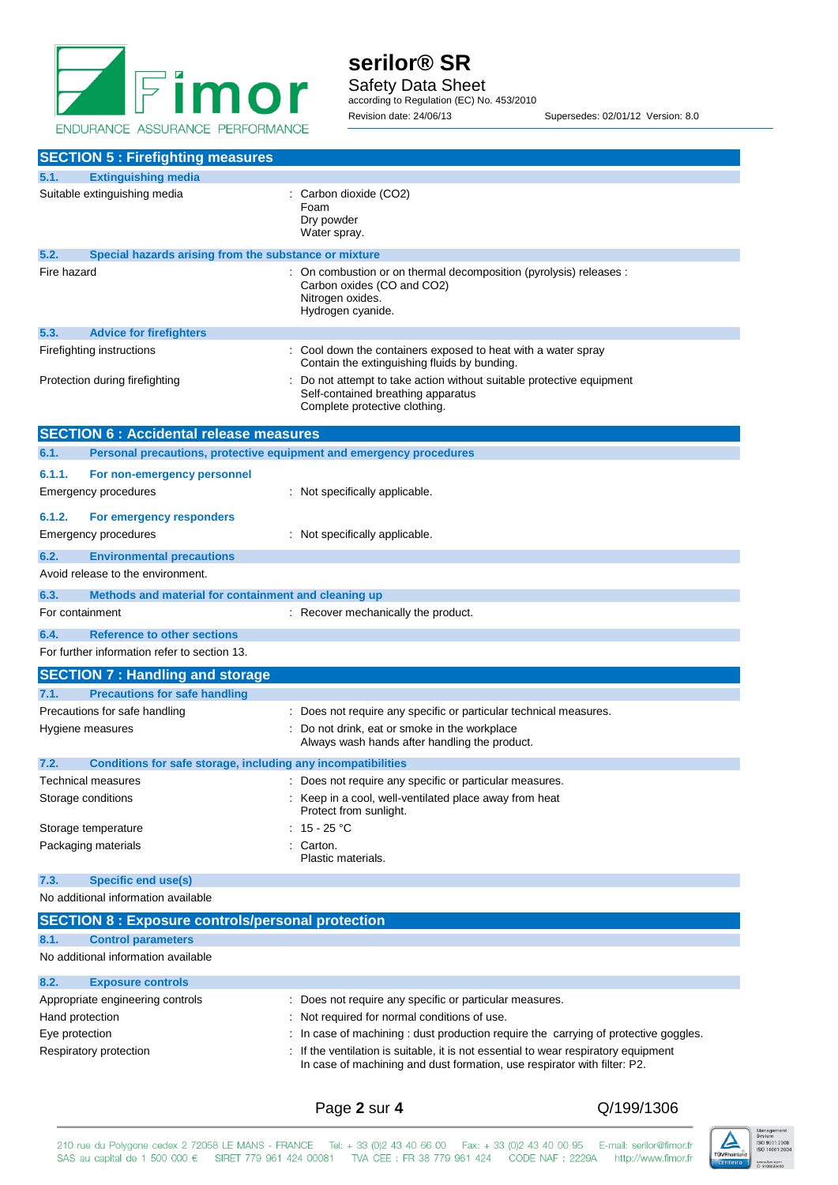## SECTION 5 : Firefighting measures

### 5.1. Extinguishing media

| | |
|---|---|
| Suitable extinguishing media | : Carbon dioxide (CO2)<br>Foam<br>Dry powder<br>Water spray. |

### 5.2. Special hazards arising from the substance or mixture

| | |
|---|---|
| Fire hazard | : On combustion or on thermal decomposition (pyrolysis) releases :<br>Carbon oxides (CO and CO2)<br>Nitrogen oxides.<br>Hydrogen cyanide. |

### 5.3. Advice for firefighters

| | |
|---|---|
| Firefighting instructions | : Cool down the containers exposed to heat with a water spray<br>Contain the extinguishing fluids by bunding. |
| Protection during firefighting | : Do not attempt to take action without suitable protective equipment<br>Self-contained breathing apparatus<br>Complete protective clothing. |

## SECTION 6 : Accidental release measures

### 6.1. Personal precautions, protective equipment and emergency procedures

#### 6.1.1. For non-emergency personnel

| | |
|---|---|
| Emergency procedures | : Not specifically applicable. |

#### 6.1.2. For emergency responders

| | |
|---|---|
| Emergency procedures | : Not specifically applicable. |

### 6.2. Environmental precautions

Avoid release to the environment.

### 6.3. Methods and material for containment and cleaning up

| | |
|---|---|
| For containment | : Recover mechanically the product. |

### 6.4. Reference to other sections

For further information refer to section 13.

## SECTION 7 : Handling and storage

### 7.1. Precautions for safe handling

| | |
|---|---|
| Precautions for safe handling | : Does not require any specific or particular technical measures. |
| Hygiene measures | : Do not drink, eat or smoke in the workplace<br>Always wash hands after handling the product. |

### 7.2. Conditions for safe storage, including any incompatibilities

| | |
|---|---|
| Technical measures | : Does not require any specific or particular measures. |
| Storage conditions | : Keep in a cool, well-ventilated place away from heat<br>Protect from sunlight. |
| Storage temperature | : 15 - 25 °C |
| Packaging materials | : Carton.<br>Plastic materials. |

### 7.3. Specific end use(s)

No additional information available

## SECTION 8 : Exposure controls/personal protection

### 8.1. Control parameters

No additional information available

### 8.2. Exposure controls

| | |
|---|---|
| Appropriate engineering controls | : Does not require any specific or particular measures. |
| Hand protection | : Not required for normal conditions of use. |
| Eye protection | : In case of machining : dust production require the carrying of protective goggles. |
| Respiratory protection | : If the ventilation is suitable, it is not essential to wear respiratory equipment<br>In case of machining and dust formation, use respirator with filter: P2. |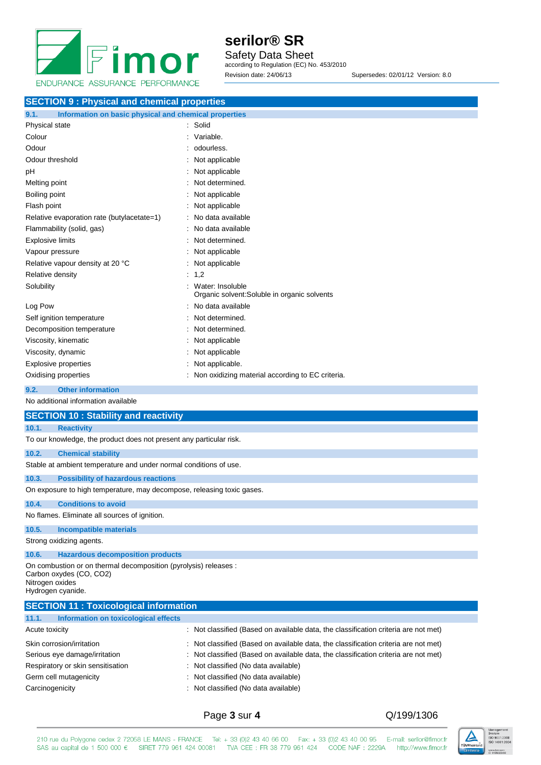## SECTION 9 : Physical and chemical properties

### 9.1. Information on basic physical and chemical properties

| | |
|---|---|
| Physical state | : Solid |
| Colour | : Variable. |
| Odour | : odourless. |
| Odour threshold | : Not applicable |
| pH | : Not applicable |
| Melting point | : Not determined. |
| Boiling point | : Not applicable |
| Flash point | : Not applicable |
| Relative evaporation rate (butylacetate=1) | : No data available |
| Flammability (solid, gas) | : No data available |
| Explosive limits | : Not determined. |
| Vapour pressure | : Not applicable |
| Relative vapour density at 20 °C | : Not applicable |
| Relative density | : 1,2 |
| Solubility | : Water: Insoluble<br>Organic solvent:Soluble in organic solvents |
| Log Pow | : No data available |
| Self ignition temperature | : Not determined. |
| Decomposition temperature | : Not determined. |
| Viscosity, kinematic | : Not applicable |
| Viscosity, dynamic | : Not applicable |
| Explosive properties | : Not applicable. |
| Oxidising properties | : Non oxidizing material according to EC criteria. |

### 9.2. Other information

No additional information available

## SECTION 10 : Stability and reactivity

### 10.1. Reactivity

To our knowledge, the product does not present any particular risk.

### 10.2. Chemical stability

Stable at ambient temperature and under normal conditions of use.

### 10.3. Possibility of hazardous reactions

On exposure to high temperature, may decompose, releasing toxic gases.

### 10.4. Conditions to avoid

No flames. Eliminate all sources of ignition.

### 10.5. Incompatible materials

Strong oxidizing agents.

### 10.6. Hazardous decomposition products

On combustion or on thermal decomposition (pyrolysis) releases :
Carbon oxydes (CO, $CO_2$)
Nitrogen oxides
Hydrogen cyanide.

## SECTION 11 : Toxicological information

### 11.1. Information on toxicological effects

| | |
|---|---|
| Acute toxicity | : Not classified (Based on available data, the classification criteria are not met) |
| Skin corrosion/irritation | : Not classified (Based on available data, the classification criteria are not met) |
| Serious eye damage/irritation | : Not classified (Based on available data, the classification criteria are not met) |
| Respiratory or skin sensitisation | : Not classified (No data available) |
| Germ cell mutagenicity | : Not classified (No data available) |
| Carcinogenicity | : Not classified (No data available) |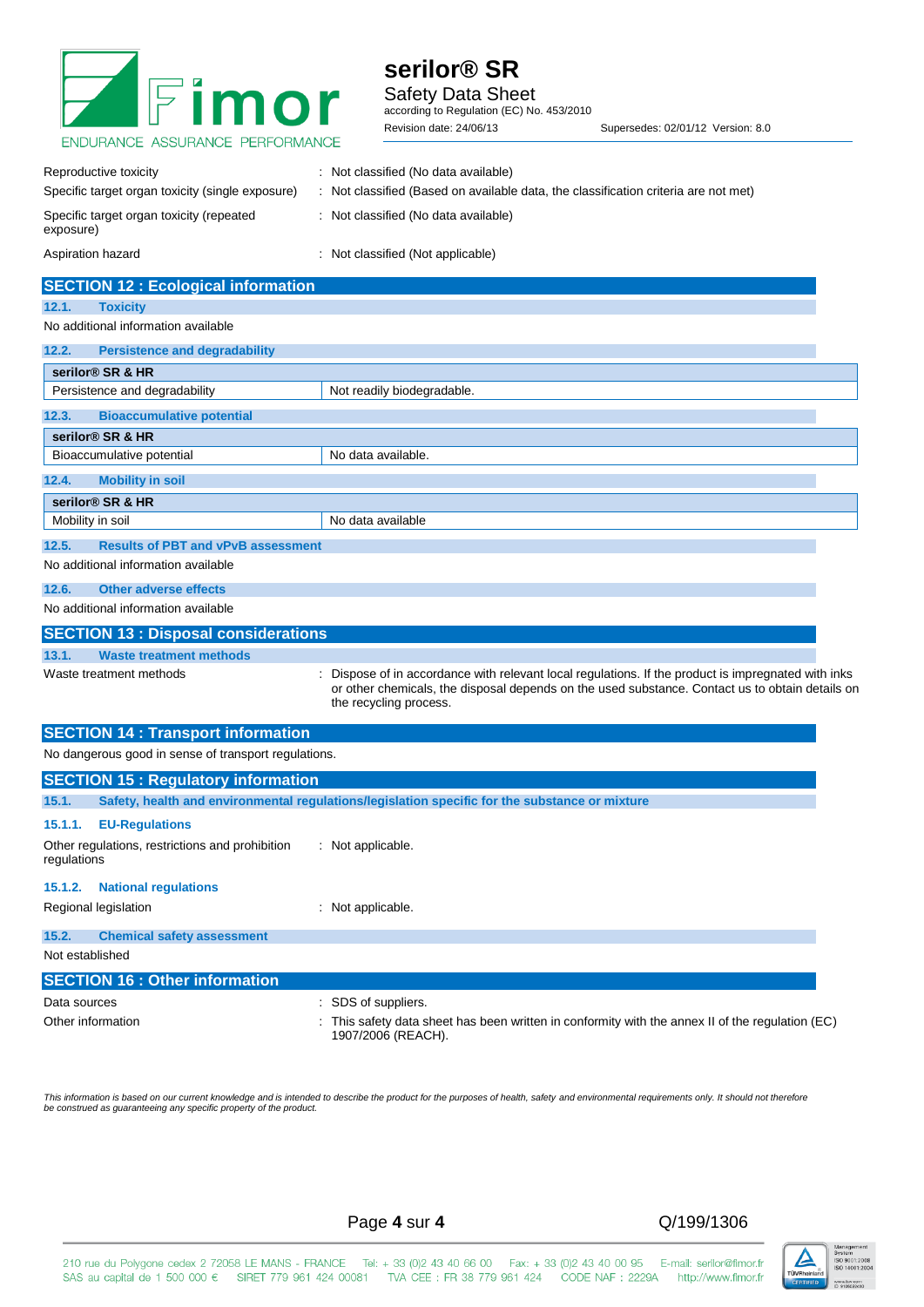| | | |
|---|---|---|
| Reproductive toxicity | : | Not classified (No data available) |
| Specific target organ toxicity (single exposure) | : | Not classified (Based on available data, the classification criteria are not met) |
| Specific target organ toxicity (repeated exposure) | : | Not classified (No data available) |
| Aspiration hazard | : | Not classified (Not applicable) |

## SECTION 12 : Ecological information

### 12.1. Toxicity

No additional information available

### 12.2. Persistence and degradability

| serilor® SR & HR | |
|---|---|
| Persistence and degradability | Not readily biodegradable. |

### 12.3. Bioaccumulative potential

| serilor® SR & HR | |
|---|---|
| Bioaccumulative potential | No data available. |

### 12.4. Mobility in soil

| serilor® SR & HR | |
|---|---|
| Mobility in soil | No data available |

### 12.5. Results of PBT and vPvB assessment

No additional information available

### 12.6. Other adverse effects

No additional information available

## SECTION 13 : Disposal considerations

### 13.1. Waste treatment methods

| | | |
|---|---|---|
| Waste treatment methods | : | Dispose of in accordance with relevant local regulations. If the product is impregnated with inks or other chemicals, the disposal depends on the used substance. Contact us to obtain details on the recycling process. |

## SECTION 14 : Transport information

No dangerous good in sense of transport regulations.

## SECTION 15 : Regulatory information

### 15.1. Safety, health and environmental regulations/legislation specific for the substance or mixture

#### 15.1.1. EU-Regulations

| | | |
|---|---|---|
| Other regulations, restrictions and prohibition regulations | : | Not applicable. |

#### 15.1.2. National regulations

| | | |
|---|---|---|
| Regional legislation | : | Not applicable. |

### 15.2. Chemical safety assessment

Not established

## SECTION 16 : Other information

| | | |
|---|---|---|
| Data sources | : | SDS of suppliers. |
| Other information | : | This safety data sheet has been written in conformity with the annex II of the regulation (EC) 1907/2006 (REACH). |

*This information is based on our current knowledge and is intended to describe the product for the purposes of health, safety and environmental requirements only. It should not therefore be construed as guaranteeing any specific property of the product.*

Q/199/1306

210 rue du Polygone cedex 2 72058 LE MANS - FRANCE Tel: + 33 (0)2 43 40 66 00 Fax: + 33 (0)2 43 40 00 95 E-mail: serilor@fimor.fr
SAS au capital de 1 500 000 € SIRET 779 961 424 00081 TVA CEE : FR 38 779 961 424 CODE NAF : 2229A http://www.fimor.fr